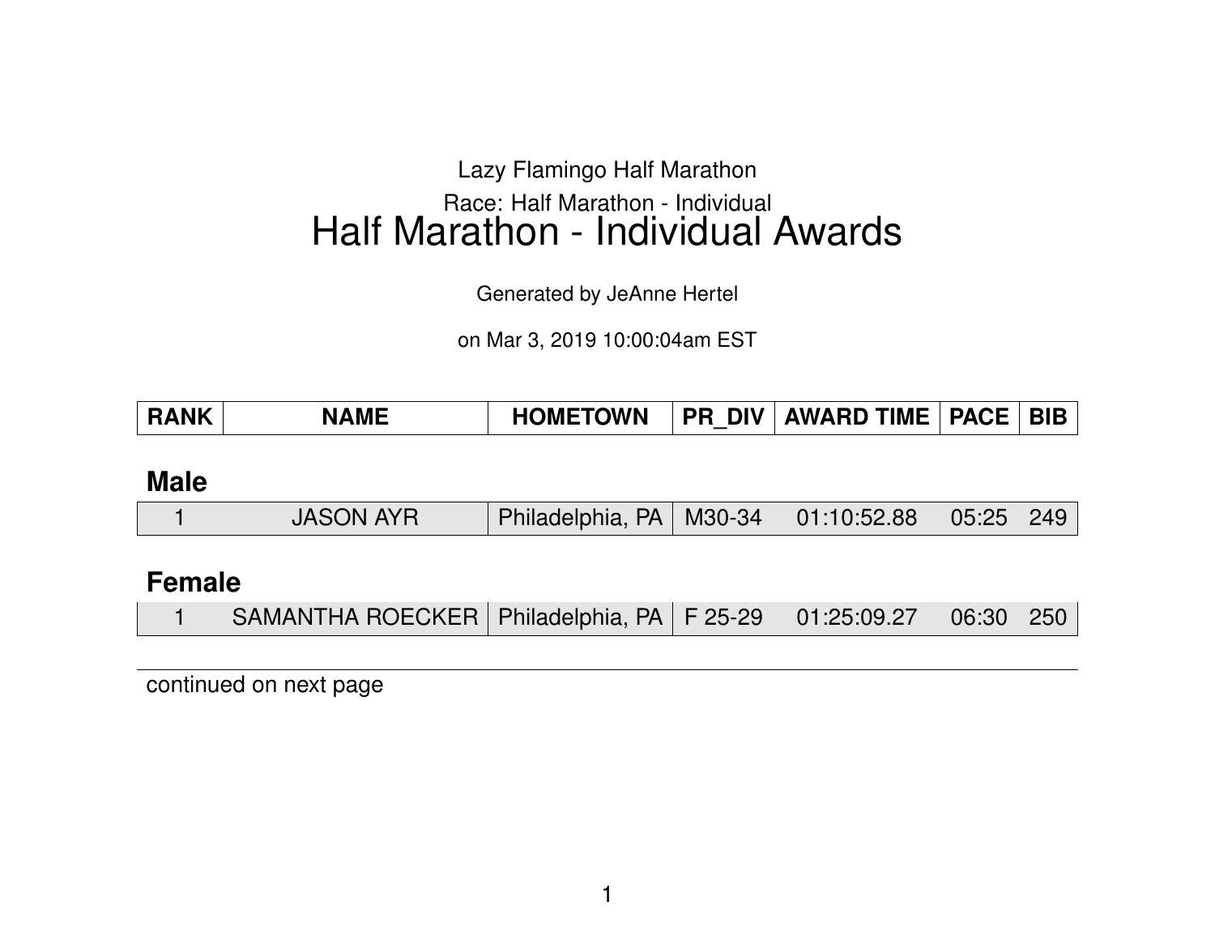Lazy Flamingo Half Marathon

Race: Half Marathon - Individual

# Half Marathon - Individual Awards

Generated by JeAnne Hertel

on Mar 3, 2019 10:00:04am EST

| RANK | NAME | HOMETOWN | PR_DIV | AWARD TIME | PACE | BIB |
|---|---|---|---|---|---|---|
| **Male** | | | | | | |
| 1 | JASON AYR | Philadelphia, PA | M30-34 | 01:10:52.88 | 05:25 | 249 |
| **Female** | | | | | | |
| 1 | SAMANTHA ROECKER | Philadelphia, PA | F 25-29 | 01:25:09.27 | 06:30 | 250 |

continued on next page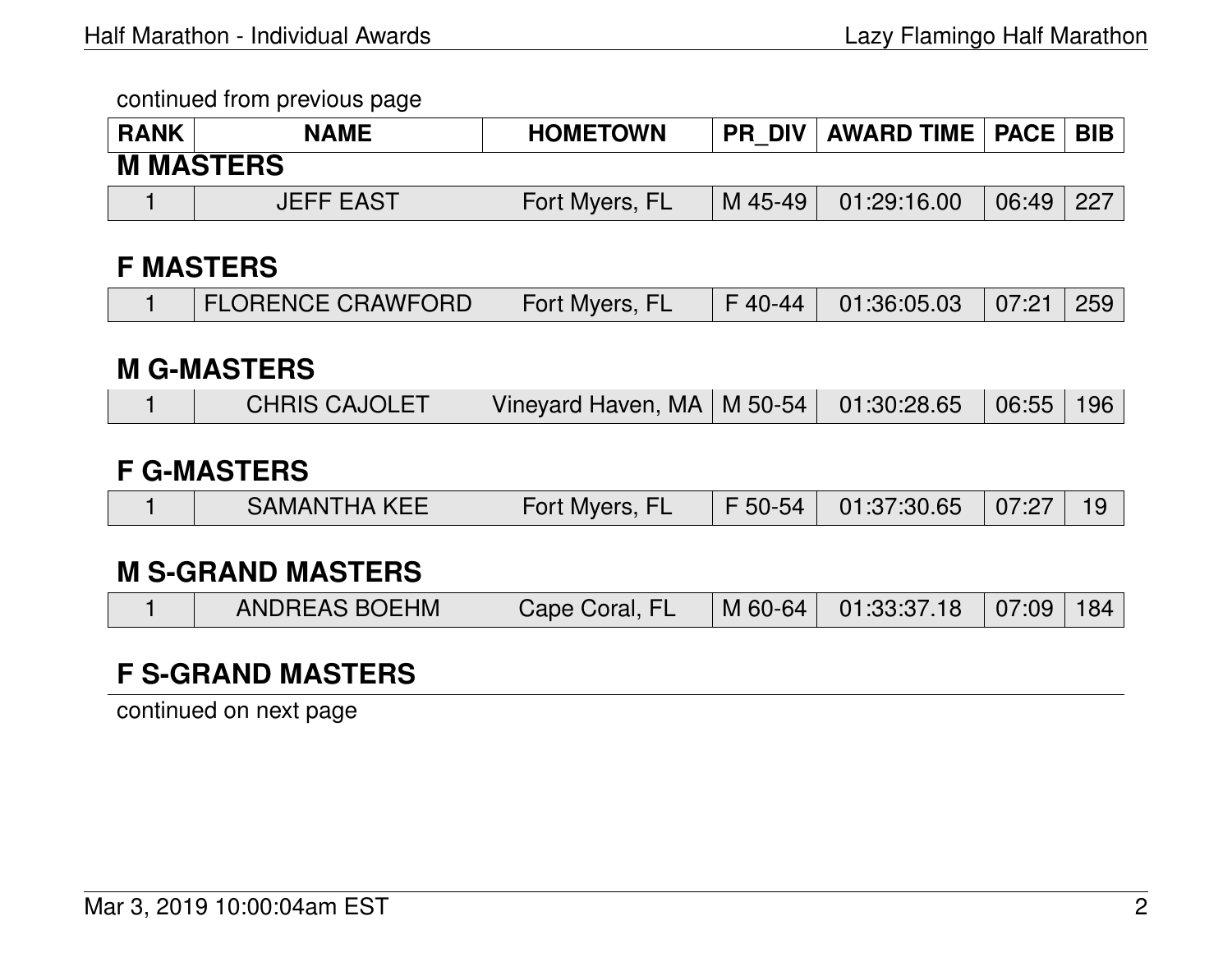continued from previous page

| RANK | NAME | HOMETOWN | PR_DIV | AWARD TIME | PACE | BIB |
|---|---|---|---|---|---|---|

## M MASTERS

| RANK | NAME | HOMETOWN | PR_DIV | AWARD TIME | PACE | BIB |
|---|---|---|---|---|---|---|
| 1 | JEFF EAST | Fort Myers, FL | M 45-49 | 01:29:16.00 | 06:49 | 227 |

## F MASTERS

| RANK | NAME | HOMETOWN | PR_DIV | AWARD TIME | PACE | BIB |
|---|---|---|---|---|---|---|
| 1 | FLORENCE CRAWFORD | Fort Myers, FL | F 40-44 | 01:36:05.03 | 07:21 | 259 |

## M G-MASTERS

| RANK | NAME | HOMETOWN | PR_DIV | AWARD TIME | PACE | BIB |
|---|---|---|---|---|---|---|
| 1 | CHRIS CAJOLET | Vineyard Haven, MA | M 50-54 | 01:30:28.65 | 06:55 | 196 |

## F G-MASTERS

| RANK | NAME | HOMETOWN | PR_DIV | AWARD TIME | PACE | BIB |
|---|---|---|---|---|---|---|
| 1 | SAMANTHA KEE | Fort Myers, FL | F 50-54 | 01:37:30.65 | 07:27 | 19 |

## M S-GRAND MASTERS

| RANK | NAME | HOMETOWN | PR_DIV | AWARD TIME | PACE | BIB |
|---|---|---|---|---|---|---|
| 1 | ANDREAS BOEHM | Cape Coral, FL | M 60-64 | 01:33:37.18 | 07:09 | 184 |

## F S-GRAND MASTERS

continued on next page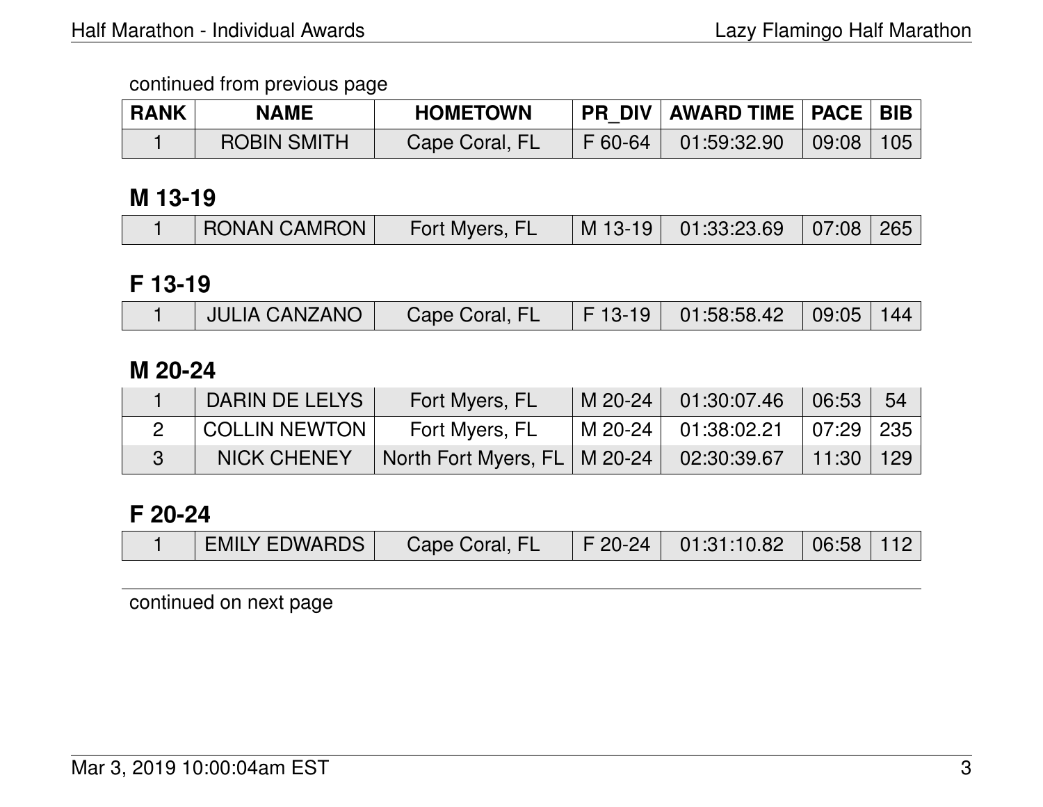continued from previous page

| RANK | NAME | HOMETOWN | PR_DIV | AWARD TIME | PACE | BIB |
|---|---|---|---|---|---|---|
| 1 | ROBIN SMITH | Cape Coral, FL | F 60-64 | 01:59:32.90 | 09:08 | 105 |

## M 13-19

| RANK | NAME | HOMETOWN | PR_DIV | AWARD TIME | PACE | BIB |
|---|---|---|---|---|---|---|
| 1 | RONAN CAMRON | Fort Myers, FL | M 13-19 | 01:33:23.69 | 07:08 | 265 |

## F 13-19

| RANK | NAME | HOMETOWN | PR_DIV | AWARD TIME | PACE | BIB |
|---|---|---|---|---|---|---|
| 1 | JULIA CANZANO | Cape Coral, FL | F 13-19 | 01:58:58.42 | 09:05 | 144 |

## M 20-24

| RANK | NAME | HOMETOWN | PR_DIV | AWARD TIME | PACE | BIB |
|---|---|---|---|---|---|---|
| 1 | DARIN DE LELYS | Fort Myers, FL | M 20-24 | 01:30:07.46 | 06:53 | 54 |
| 2 | COLLIN NEWTON | Fort Myers, FL | M 20-24 | 01:38:02.21 | 07:29 | 235 |
| 3 | NICK CHENEY | North Fort Myers, FL | M 20-24 | 02:30:39.67 | 11:30 | 129 |

## F 20-24

| RANK | NAME | HOMETOWN | PR_DIV | AWARD TIME | PACE | BIB |
|---|---|---|---|---|---|---|
| 1 | EMILY EDWARDS | Cape Coral, FL | F 20-24 | 01:31:10.82 | 06:58 | 112 |

continued on next page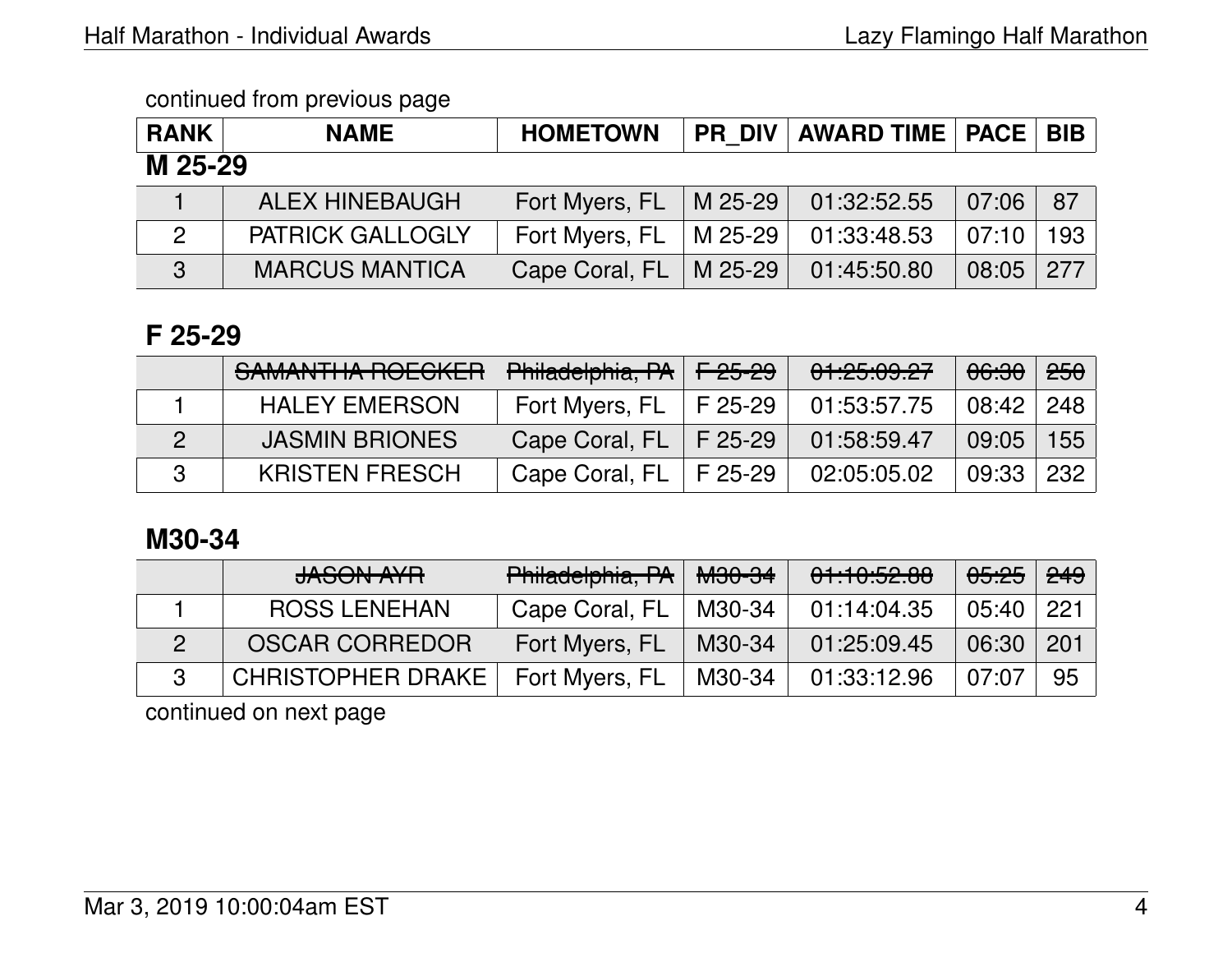continued from previous page

| RANK | NAME | HOMETOWN | PR_DIV | AWARD TIME | PACE | BIB |
|---|---|---|---|---|---|---|

## M 25-29

| RANK | NAME | HOMETOWN | PR_DIV | AWARD TIME | PACE | BIB |
|---|---|---|---|---|---|---|
| 1 | ALEX HINEBAUGH | Fort Myers, FL | M 25-29 | 01:32:52.55 | 07:06 | 87 |
| 2 | PATRICK GALLOGLY | Fort Myers, FL | M 25-29 | 01:33:48.53 | 07:10 | 193 |
| 3 | MARCUS MANTICA | Cape Coral, FL | M 25-29 | 01:45:50.80 | 08:05 | 277 |

## F 25-29

| RANK | NAME | HOMETOWN | PR_DIV | AWARD TIME | PACE | BIB |
|---|---|---|---|---|---|---|
| | ~~SAMANTHA ROECKER~~ | ~~Philadelphia, PA~~ | ~~F 25-29~~ | ~~01:25:09.27~~ | ~~06:30~~ | ~~250~~ |
| 1 | HALEY EMERSON | Fort Myers, FL | F 25-29 | 01:53:57.75 | 08:42 | 248 |
| 2 | JASMIN BRIONES | Cape Coral, FL | F 25-29 | 01:58:59.47 | 09:05 | 155 |
| 3 | KRISTEN FRESCH | Cape Coral, FL | F 25-29 | 02:05:05.02 | 09:33 | 232 |

## M30-34

| RANK | NAME | HOMETOWN | PR_DIV | AWARD TIME | PACE | BIB |
|---|---|---|---|---|---|---|
| | ~~JASON AYR~~ | ~~Philadelphia, PA~~ | ~~M30-34~~ | ~~01:10:52.88~~ | ~~05:25~~ | ~~249~~ |
| 1 | ROSS LENEHAN | Cape Coral, FL | M30-34 | 01:14:04.35 | 05:40 | 221 |
| 2 | OSCAR CORREDOR | Fort Myers, FL | M30-34 | 01:25:09.45 | 06:30 | 201 |
| 3 | CHRISTOPHER DRAKE | Fort Myers, FL | M30-34 | 01:33:12.96 | 07:07 | 95 |

continued on next page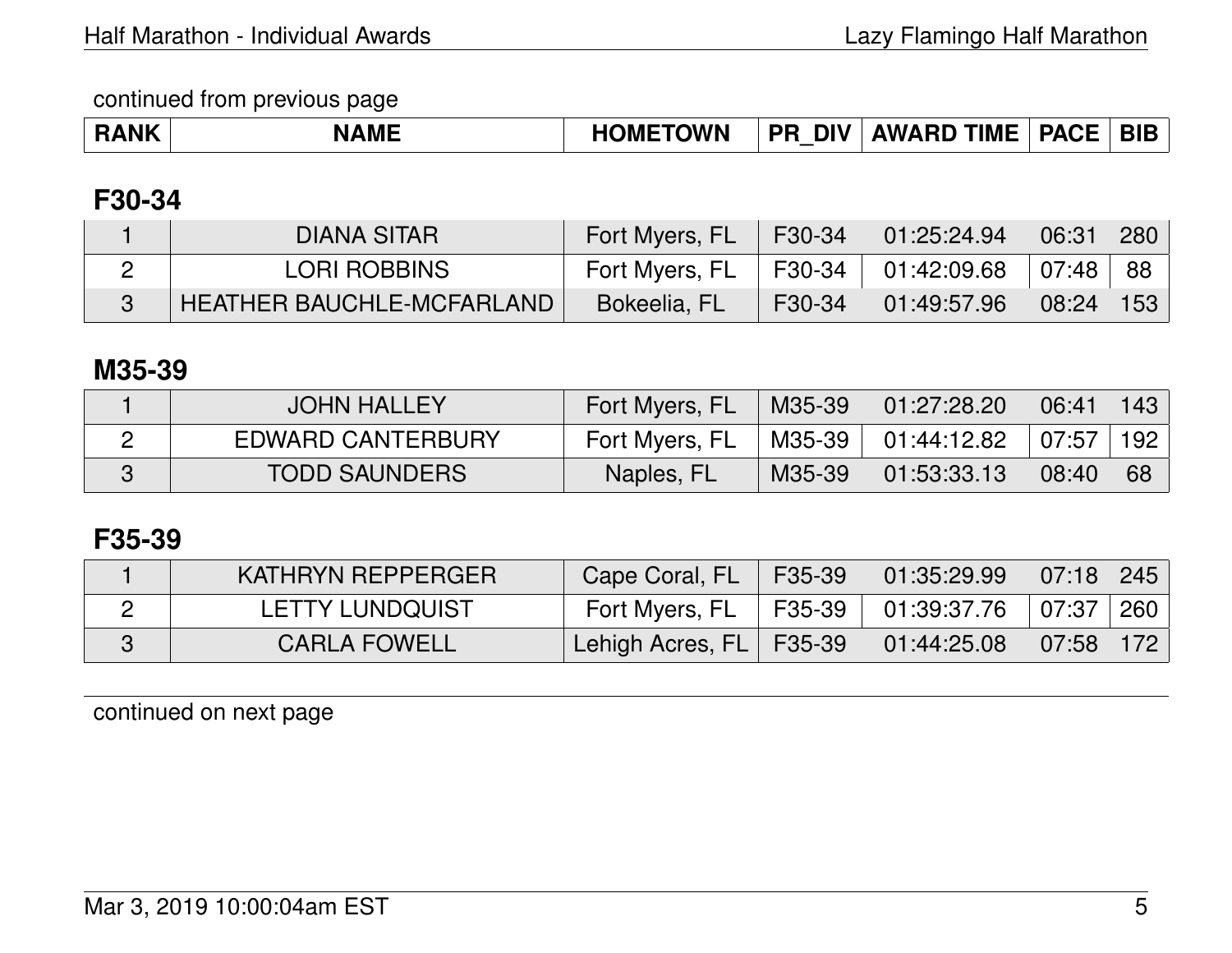continued from previous page

| RANK | NAME | HOMETOWN | PR_DIV | AWARD TIME | PACE | BIB |
|---|---|---|---|---|---|---|

## F30-34

| RANK | NAME | HOMETOWN | PR_DIV | AWARD TIME | PACE | BIB |
|---|---|---|---|---|---|---|
| 1 | DIANA SITAR | Fort Myers, FL | F30-34 | 01:25:24.94 | 06:31 | 280 |
| 2 | LORI ROBBINS | Fort Myers, FL | F30-34 | 01:42:09.68 | 07:48 | 88 |
| 3 | HEATHER BAUCHLE-MCFARLAND | Bokeelia, FL | F30-34 | 01:49:57.96 | 08:24 | 153 |

## M35-39

| RANK | NAME | HOMETOWN | PR_DIV | AWARD TIME | PACE | BIB |
|---|---|---|---|---|---|---|
| 1 | JOHN HALLEY | Fort Myers, FL | M35-39 | 01:27:28.20 | 06:41 | 143 |
| 2 | EDWARD CANTERBURY | Fort Myers, FL | M35-39 | 01:44:12.82 | 07:57 | 192 |
| 3 | TODD SAUNDERS | Naples, FL | M35-39 | 01:53:33.13 | 08:40 | 68 |

## F35-39

| RANK | NAME | HOMETOWN | PR_DIV | AWARD TIME | PACE | BIB |
|---|---|---|---|---|---|---|
| 1 | KATHRYN REPPERGER | Cape Coral, FL | F35-39 | 01:35:29.99 | 07:18 | 245 |
| 2 | LETTY LUNDQUIST | Fort Myers, FL | F35-39 | 01:39:37.76 | 07:37 | 260 |
| 3 | CARLA FOWELL | Lehigh Acres, FL | F35-39 | 01:44:25.08 | 07:58 | 172 |

continued on next page

Mar 3, 2019 10:00:04am EST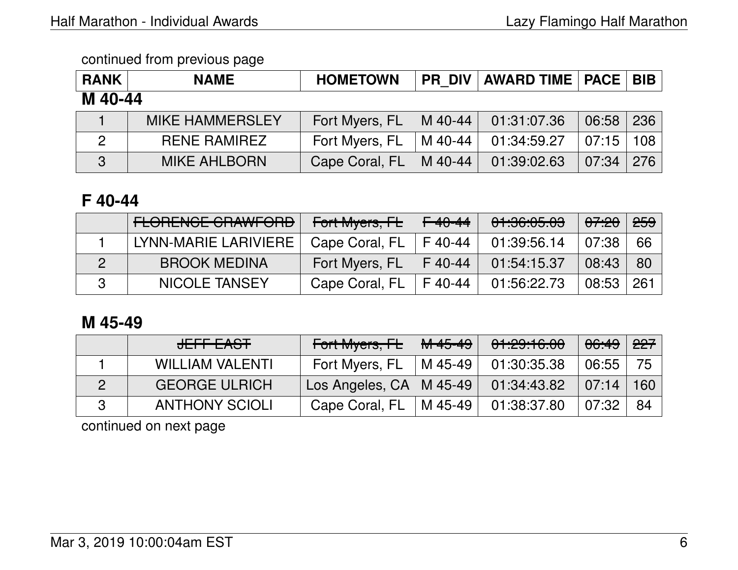continued from previous page

| RANK | NAME | HOMETOWN | PR_DIV | AWARD TIME | PACE | BIB |
|---|---|---|---|---|---|---|

## M 40-44

| RANK | NAME | HOMETOWN | PR_DIV | AWARD TIME | PACE | BIB |
|---|---|---|---|---|---|---|
| 1 | MIKE HAMMERSLEY | Fort Myers, FL | M 40-44 | 01:31:07.36 | 06:58 | 236 |
| 2 | RENE RAMIREZ | Fort Myers, FL | M 40-44 | 01:34:59.27 | 07:15 | 108 |
| 3 | MIKE AHLBORN | Cape Coral, FL | M 40-44 | 01:39:02.63 | 07:34 | 276 |

## F 40-44

| RANK | NAME | HOMETOWN | PR_DIV | AWARD TIME | PACE | BIB |
|---|---|---|---|---|---|---|
| | ~~FLORENCE CRAWFORD~~ | ~~Fort Myers, FL~~ | ~~F 40-44~~ | ~~01:36:05.03~~ | ~~07:20~~ | ~~259~~ |
| 1 | LYNN-MARIE LARIVIERE | Cape Coral, FL | F 40-44 | 01:39:56.14 | 07:38 | 66 |
| 2 | BROOK MEDINA | Fort Myers, FL | F 40-44 | 01:54:15.37 | 08:43 | 80 |
| 3 | NICOLE TANSEY | Cape Coral, FL | F 40-44 | 01:56:22.73 | 08:53 | 261 |

## M 45-49

| RANK | NAME | HOMETOWN | PR_DIV | AWARD TIME | PACE | BIB |
|---|---|---|---|---|---|---|
| | ~~JEFF EAST~~ | ~~Fort Myers, FL~~ | ~~M 45-49~~ | ~~01:29:16.00~~ | ~~06:49~~ | ~~227~~ |
| 1 | WILLIAM VALENTI | Fort Myers, FL | M 45-49 | 01:30:35.38 | 06:55 | 75 |
| 2 | GEORGE ULRICH | Los Angeles, CA | M 45-49 | 01:34:43.82 | 07:14 | 160 |
| 3 | ANTHONY SCIOLI | Cape Coral, FL | M 45-49 | 01:38:37.80 | 07:32 | 84 |

continued on next page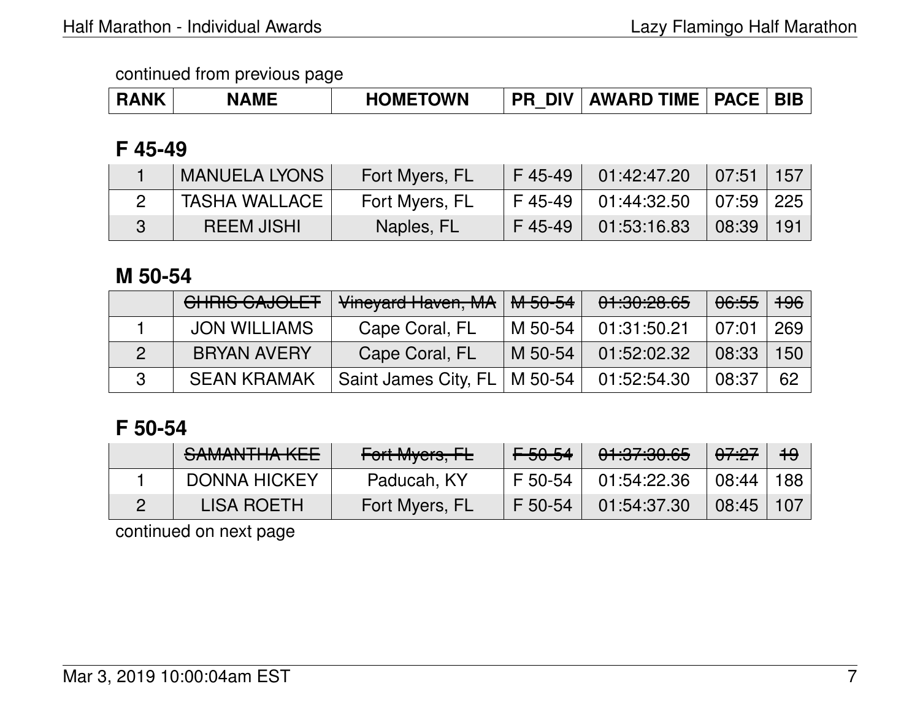continued from previous page

| RANK | NAME | HOMETOWN | PR_DIV | AWARD TIME | PACE | BIB |
|---|---|---|---|---|---|---|

## F 45-49

| RANK | NAME | HOMETOWN | PR_DIV | AWARD TIME | PACE | BIB |
|---|---|---|---|---|---|---|
| 1 | MANUELA LYONS | Fort Myers, FL | F 45-49 | 01:42:47.20 | 07:51 | 157 |
| 2 | TASHA WALLACE | Fort Myers, FL | F 45-49 | 01:44:32.50 | 07:59 | 225 |
| 3 | REEM JISHI | Naples, FL | F 45-49 | 01:53:16.83 | 08:39 | 191 |

## M 50-54

| RANK | NAME | HOMETOWN | PR_DIV | AWARD TIME | PACE | BIB |
|---|---|---|---|---|---|---|
| | ~~CHRIS CAJOLET~~ | ~~Vineyard Haven, MA~~ | ~~M 50-54~~ | ~~01:30:28.65~~ | ~~06:55~~ | ~~196~~ |
| 1 | JON WILLIAMS | Cape Coral, FL | M 50-54 | 01:31:50.21 | 07:01 | 269 |
| 2 | BRYAN AVERY | Cape Coral, FL | M 50-54 | 01:52:02.32 | 08:33 | 150 |
| 3 | SEAN KRAMAK | Saint James City, FL | M 50-54 | 01:52:54.30 | 08:37 | 62 |

## F 50-54

| RANK | NAME | HOMETOWN | PR_DIV | AWARD TIME | PACE | BIB |
|---|---|---|---|---|---|---|
| | ~~SAMANTHA KEE~~ | ~~Fort Myers, FL~~ | ~~F 50-54~~ | ~~01:37:30.65~~ | ~~07:27~~ | ~~19~~ |
| 1 | DONNA HICKEY | Paducah, KY | F 50-54 | 01:54:22.36 | 08:44 | 188 |
| 2 | LISA ROETH | Fort Myers, FL | F 50-54 | 01:54:37.30 | 08:45 | 107 |

continued on next page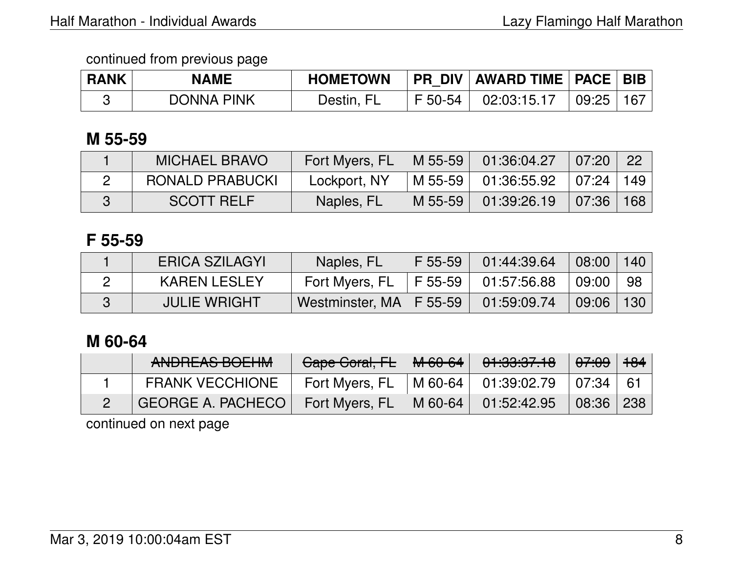continued from previous page

| RANK | NAME | HOMETOWN | PR_DIV | AWARD TIME | PACE | BIB |
|---|---|---|---|---|---|---|
| 3 | DONNA PINK | Destin, FL | F 50-54 | 02:03:15.17 | 09:25 | 167 |

## M 55-59

| RANK | NAME | HOMETOWN | PR_DIV | AWARD TIME | PACE | BIB |
|---|---|---|---|---|---|---|
| 1 | MICHAEL BRAVO | Fort Myers, FL | M 55-59 | 01:36:04.27 | 07:20 | 22 |
| 2 | RONALD PRABUCKI | Lockport, NY | M 55-59 | 01:36:55.92 | 07:24 | 149 |
| 3 | SCOTT RELF | Naples, FL | M 55-59 | 01:39:26.19 | 07:36 | 168 |

## F 55-59

| RANK | NAME | HOMETOWN | PR_DIV | AWARD TIME | PACE | BIB |
|---|---|---|---|---|---|---|
| 1 | ERICA SZILAGYI | Naples, FL | F 55-59 | 01:44:39.64 | 08:00 | 140 |
| 2 | KAREN LESLEY | Fort Myers, FL | F 55-59 | 01:57:56.88 | 09:00 | 98 |
| 3 | JULIE WRIGHT | Westminster, MA | F 55-59 | 01:59:09.74 | 09:06 | 130 |

## M 60-64

| RANK | NAME | HOMETOWN | PR_DIV | AWARD TIME | PACE | BIB |
|---|---|---|---|---|---|---|
| | ~~ANDREAS BOEHM~~ | ~~Cape Coral, FL~~ | ~~M 60-64~~ | ~~01:33:37.18~~ | ~~07:09~~ | ~~184~~ |
| 1 | FRANK VECCHIONE | Fort Myers, FL | M 60-64 | 01:39:02.79 | 07:34 | 61 |
| 2 | GEORGE A. PACHECO | Fort Myers, FL | M 60-64 | 01:52:42.95 | 08:36 | 238 |

continued on next page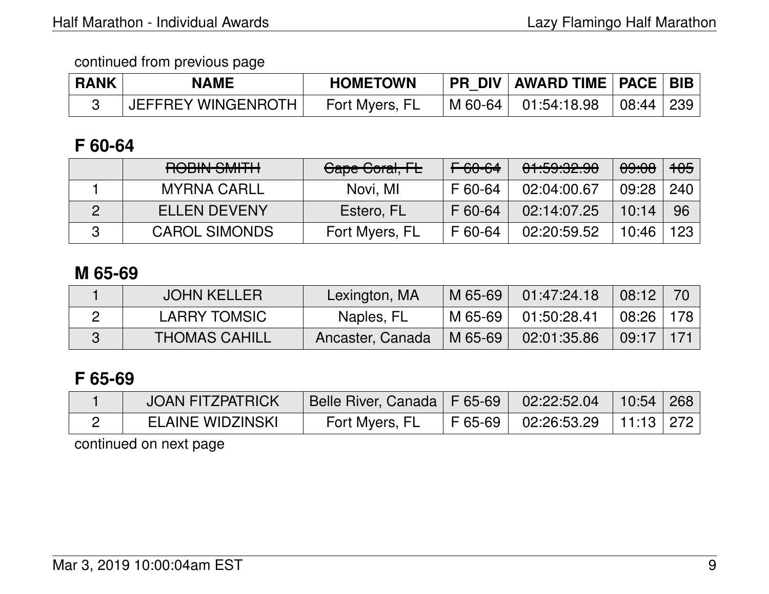continued from previous page

| RANK | NAME | HOMETOWN | PR_DIV | AWARD TIME | PACE | BIB |
|---|---|---|---|---|---|---|
| 3 | JEFFREY WINGENROTH | Fort Myers, FL | M 60-64 | 01:54:18.98 | 08:44 | 239 |

## F 60-64

| RANK | NAME | HOMETOWN | PR_DIV | AWARD TIME | PACE | BIB |
|---|---|---|---|---|---|---|
| | ~~ROBIN SMITH~~ | ~~Cape Coral, FL~~ | ~~F 60-64~~ | ~~01:59:32.90~~ | ~~09:08~~ | ~~105~~ |
| 1 | MYRNA CARLL | Novi, MI | F 60-64 | 02:04:00.67 | 09:28 | 240 |
| 2 | ELLEN DEVENY | Estero, FL | F 60-64 | 02:14:07.25 | 10:14 | 96 |
| 3 | CAROL SIMONDS | Fort Myers, FL | F 60-64 | 02:20:59.52 | 10:46 | 123 |

## M 65-69

| RANK | NAME | HOMETOWN | PR_DIV | AWARD TIME | PACE | BIB |
|---|---|---|---|---|---|---|
| 1 | JOHN KELLER | Lexington, MA | M 65-69 | 01:47:24.18 | 08:12 | 70 |
| 2 | LARRY TOMSIC | Naples, FL | M 65-69 | 01:50:28.41 | 08:26 | 178 |
| 3 | THOMAS CAHILL | Ancaster, Canada | M 65-69 | 02:01:35.86 | 09:17 | 171 |

## F 65-69

| RANK | NAME | HOMETOWN | PR_DIV | AWARD TIME | PACE | BIB |
|---|---|---|---|---|---|---|
| 1 | JOAN FITZPATRICK | Belle River, Canada | F 65-69 | 02:22:52.04 | 10:54 | 268 |
| 2 | ELAINE WIDZINSKI | Fort Myers, FL | F 65-69 | 02:26:53.29 | 11:13 | 272 |

continued on next page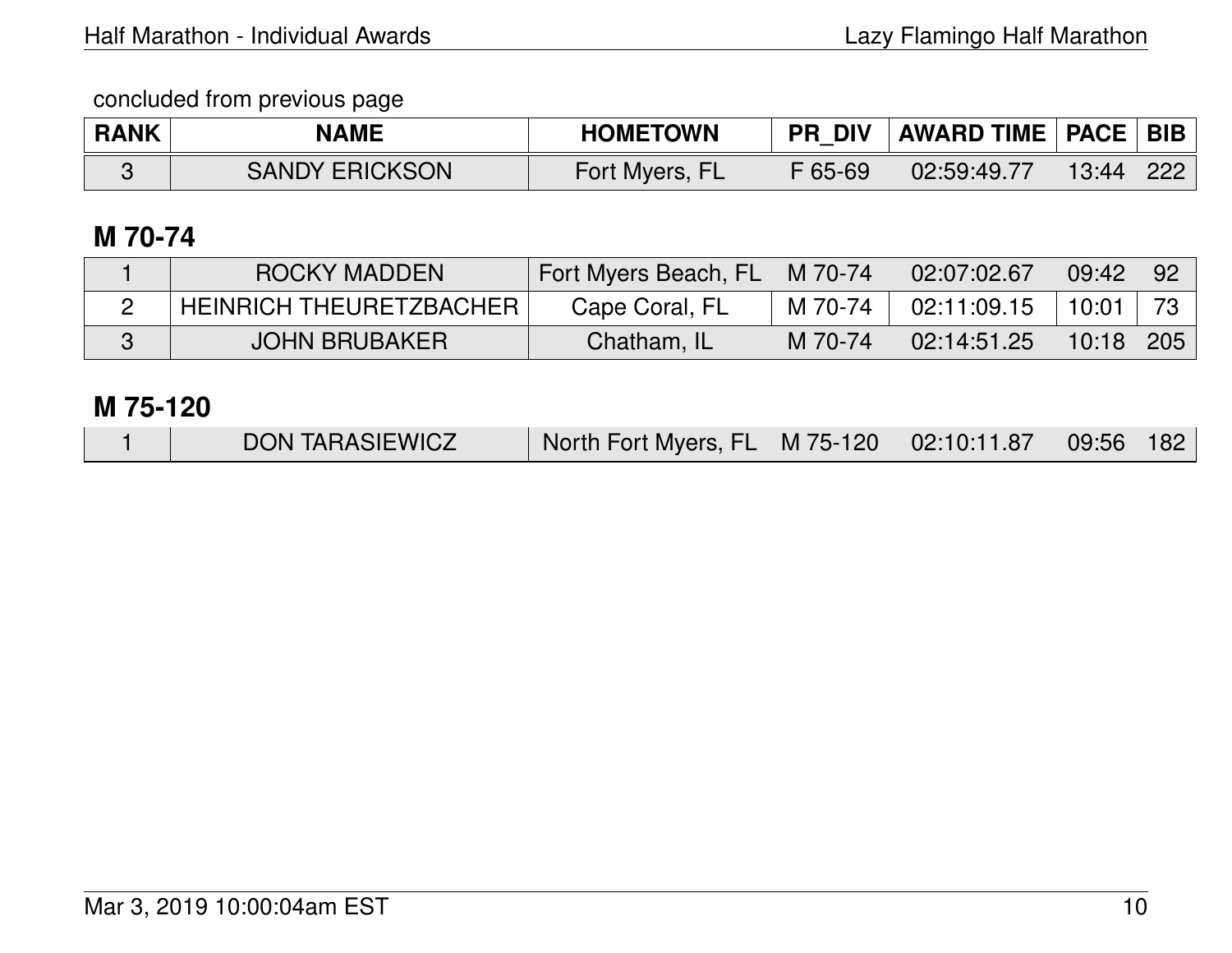concluded from previous page

| RANK | NAME | HOMETOWN | PR_DIV | AWARD TIME | PACE | BIB |
|---|---|---|---|---|---|---|
| 3 | SANDY ERICKSON | Fort Myers, FL | F 65-69 | 02:59:49.77 | 13:44 | 222 |

## M 70-74

| | | | | | | |
|---|---|---|---|---|---|---|
| 1 | ROCKY MADDEN | Fort Myers Beach, FL | M 70-74 | 02:07:02.67 | 09:42 | 92 |
| 2 | HEINRICH THEURETZBACHER | Cape Coral, FL | M 70-74 | 02:11:09.15 | 10:01 | 73 |
| 3 | JOHN BRUBAKER | Chatham, IL | M 70-74 | 02:14:51.25 | 10:18 | 205 |

## M 75-120

| | | | | | | |
|---|---|---|---|---|---|---|
| 1 | DON TARASIEWICZ | North Fort Myers, FL | M 75-120 | 02:10:11.87 | 09:56 | 182 |

Mar 3, 2019 10:00:04am EST